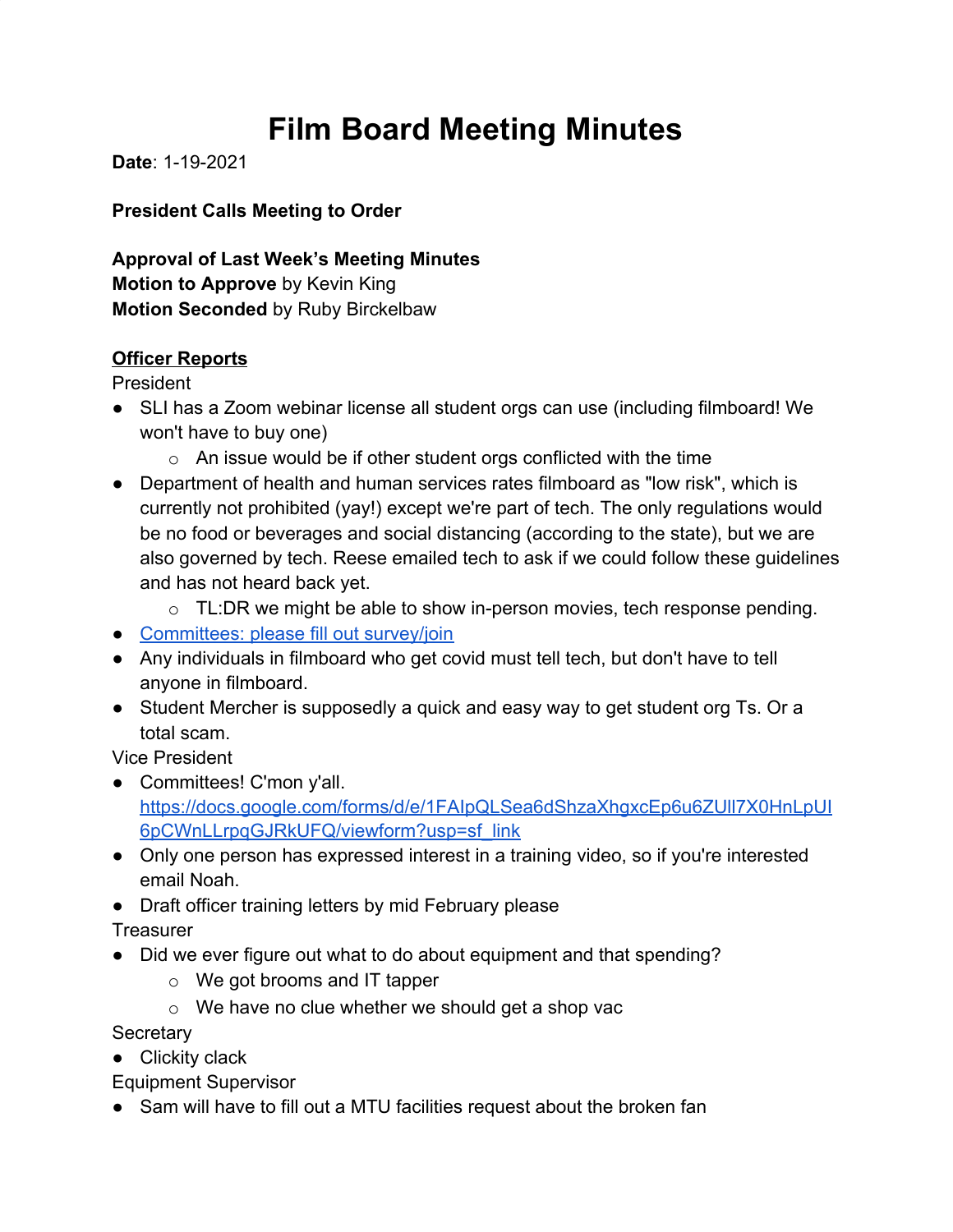# Film Board Meeting Minutes

**Date**: 1-19-2021

**President Calls Meeting to Order**

**Approval of Last Week's Meeting Minutes**
**Motion to Approve** by Kevin King
**Motion Seconded** by Ruby Birckelbaw

**Officer Reports**

President

- SLI has a Zoom webinar license all student orgs can use (including filmboard! We won't have to buy one)
    - An issue would be if other student orgs conflicted with the time
- Department of health and human services rates filmboard as "low risk", which is currently not prohibited (yay!) except we're part of tech. The only regulations would be no food or beverages and social distancing (according to the state), but we are also governed by tech. Reese emailed tech to ask if we could follow these guidelines and has not heard back yet.
    - TL:DR we might be able to show in-person movies, tech response pending.
- [Committees: please fill out survey/join](https://docs.google.com/forms/d/e/1FAIpQLSea6dShzaXhgxcEp6u6ZUll7X0HnLpUI6pCWnLLrpqGJRkUFQ/viewform?usp=sf_link)
- Any individuals in filmboard who get covid must tell tech, but don't have to tell anyone in filmboard.
- Student Mercher is supposedly a quick and easy way to get student org Ts. Or a total scam.

Vice President

- Committees! C'mon y'all. https://docs.google.com/forms/d/e/1FAIpQLSea6dShzaXhgxcEp6u6ZUll7X0HnLpUI6pCWnLLrpqGJRkUFQ/viewform?usp=sf_link
- Only one person has expressed interest in a training video, so if you're interested email Noah.
- Draft officer training letters by mid February please

Treasurer

- Did we ever figure out what to do about equipment and that spending?
    - We got brooms and IT tapper
    - We have no clue whether we should get a shop vac

Secretary

- Clickity clack

Equipment Supervisor

- Sam will have to fill out a MTU facilities request about the broken fan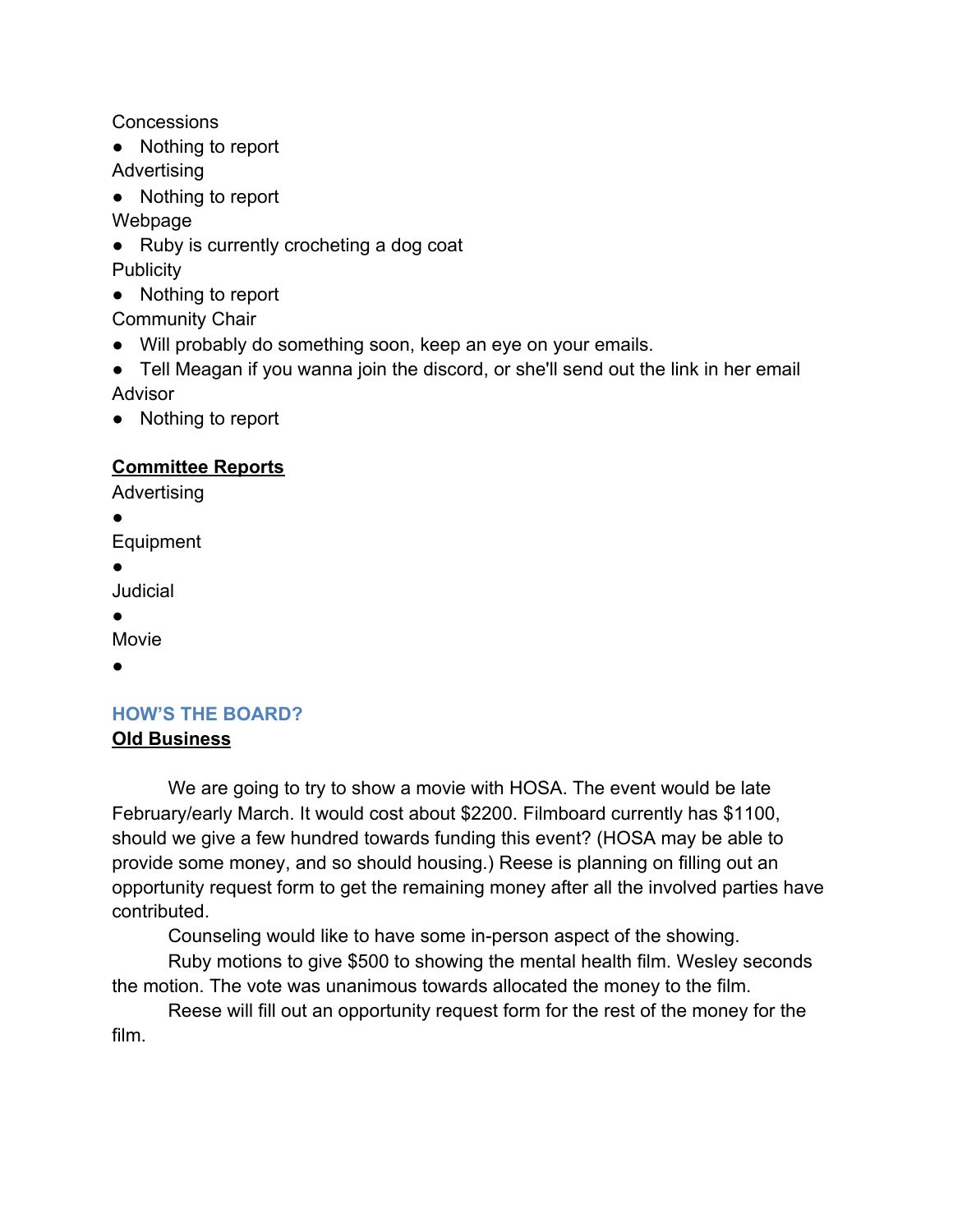Concessions

- Nothing to report

Advertising

- Nothing to report

Webpage

- Ruby is currently crocheting a dog coat

Publicity

- Nothing to report

Community Chair

- Will probably do something soon, keep an eye on your emails.
- Tell Meagan if you wanna join the discord, or she'll send out the link in her email

Advisor

- Nothing to report

## Committee Reports

Advertising

- 

Equipment

- 

Judicial

- 

Movie

- 

## HOW'S THE BOARD?

## Old Business

We are going to try to show a movie with HOSA. The event would be late February/early March. It would cost about $2200. Filmboard currently has $1100, should we give a few hundred towards funding this event? (HOSA may be able to provide some money, and so should housing.) Reese is planning on filling out an opportunity request form to get the remaining money after all the involved parties have contributed.

Counseling would like to have some in-person aspect of the showing.

Ruby motions to give $500 to showing the mental health film. Wesley seconds the motion. The vote was unanimous towards allocated the money to the film.

Reese will fill out an opportunity request form for the rest of the money for the film.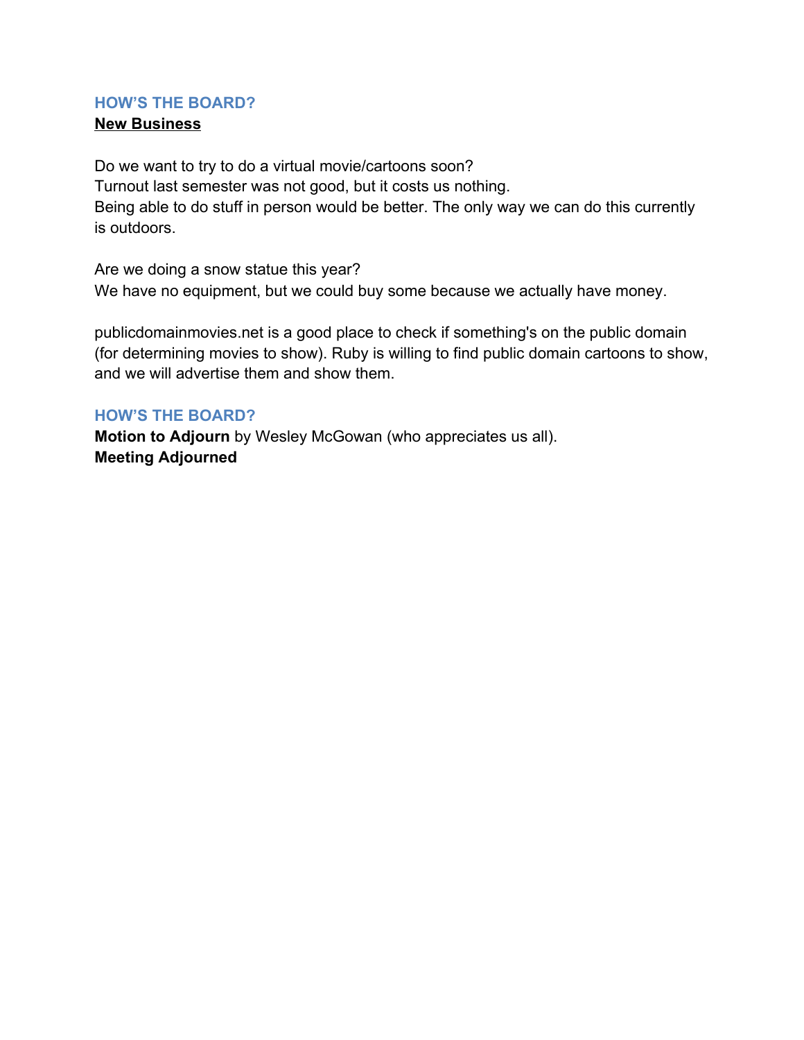## HOW'S THE BOARD?

**New Business**

Do we want to try to do a virtual movie/cartoons soon?
Turnout last semester was not good, but it costs us nothing.
Being able to do stuff in person would be better. The only way we can do this currently is outdoors.

Are we doing a snow statue this year?
We have no equipment, but we could buy some because we actually have money.

publicdomainmovies.net is a good place to check if something's on the public domain (for determining movies to show). Ruby is willing to find public domain cartoons to show, and we will advertise them and show them.

## HOW'S THE BOARD?

**Motion to Adjourn** by Wesley McGowan (who appreciates us all).
**Meeting Adjourned**